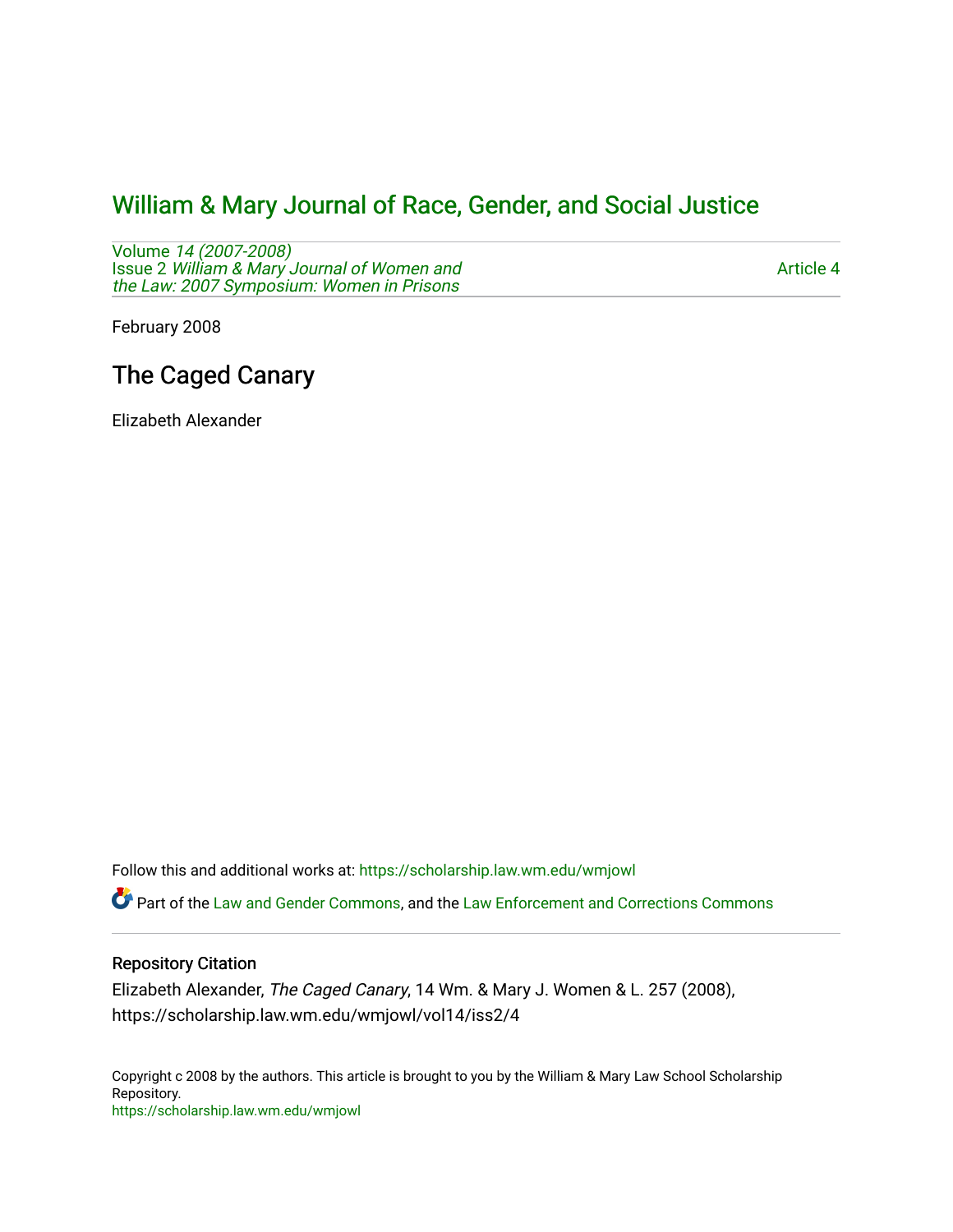# William & Mary Journal of Race, Gender, and Social Justice

Volume *14 (2007-2008)*
Issue 2 *William & Mary Journal of Women and the Law: 2007 Symposium: Women in Prisons*

Article 4

February 2008

## The Caged Canary

Elizabeth Alexander

Follow this and additional works at: https://scholarship.law.wm.edu/wmjowl

Part of the Law and Gender Commons, and the Law Enforcement and Corrections Commons

### Repository Citation

Elizabeth Alexander, *The Caged Canary*, 14 Wm. & Mary J. Women & L. 257 (2008), https://scholarship.law.wm.edu/wmjowl/vol14/iss2/4

Copyright c 2008 by the authors. This article is brought to you by the William & Mary Law School Scholarship Repository.
https://scholarship.law.wm.edu/wmjowl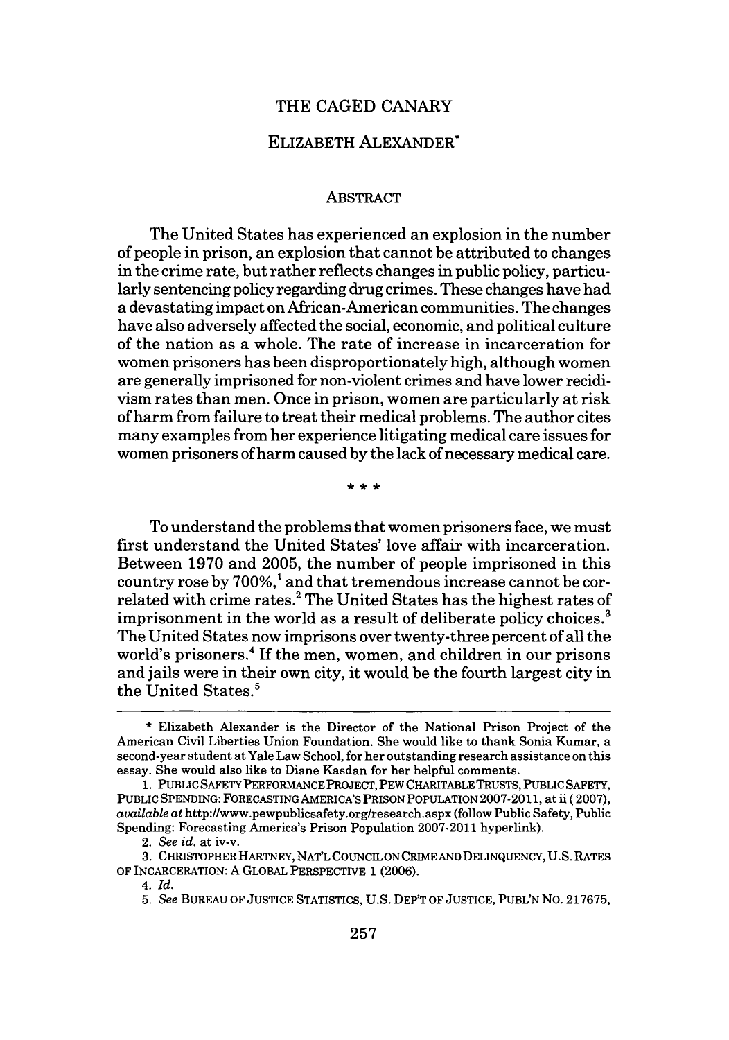# THE CAGED CANARY

## ELIZABETH ALEXANDER*

### ABSTRACT

The United States has experienced an explosion in the number of people in prison, an explosion that cannot be attributed to changes in the crime rate, but rather reflects changes in public policy, particularly sentencing policy regarding drug crimes. These changes have had a devastating impact on African-American communities. The changes have also adversely affected the social, economic, and political culture of the nation as a whole. The rate of increase in incarceration for women prisoners has been disproportionately high, although women are generally imprisoned for non-violent crimes and have lower recidivism rates than men. Once in prison, women are particularly at risk of harm from failure to treat their medical problems. The author cites many examples from her experience litigating medical care issues for women prisoners of harm caused by the lack of necessary medical care.

\* \* \*

To understand the problems that women prisoners face, we must first understand the United States' love affair with incarceration. Between 1970 and 2005, the number of people imprisoned in this country rose by 700%,[1] and that tremendous increase cannot be correlated with crime rates.[2] The United States has the highest rates of imprisonment in the world as a result of deliberate policy choices.[3] The United States now imprisons over twenty-three percent of all the world's prisoners.[4] If the men, women, and children in our prisons and jails were in their own city, it would be the fourth largest city in the United States.[5]

---

\* Elizabeth Alexander is the Director of the National Prison Project of the American Civil Liberties Union Foundation. She would like to thank Sonia Kumar, a second-year student at Yale Law School, for her outstanding research assistance on this essay. She would also like to Diane Kasdan for her helpful comments.

1. PUBLIC SAFETY PERFORMANCE PROJECT, PEW CHARITABLE TRUSTS, PUBLIC SAFETY, PUBLIC SPENDING: FORECASTING AMERICA'S PRISON POPULATION 2007-2011, at ii (2007), *available at* http://www.pewpublicsafety.org/research.aspx (follow Public Safety, Public Spending: Forecasting America's Prison Population 2007-2011 hyperlink).

2. *See id.* at iv-v.

3. CHRISTOPHER HARTNEY, NAT'L COUNCIL ON CRIME AND DELINQUENCY, U.S. RATES OF INCARCERATION: A GLOBAL PERSPECTIVE 1 (2006).

4. *Id.*

5. *See* BUREAU OF JUSTICE STATISTICS, U.S. DEP'T OF JUSTICE, PUBL'N NO. 217675,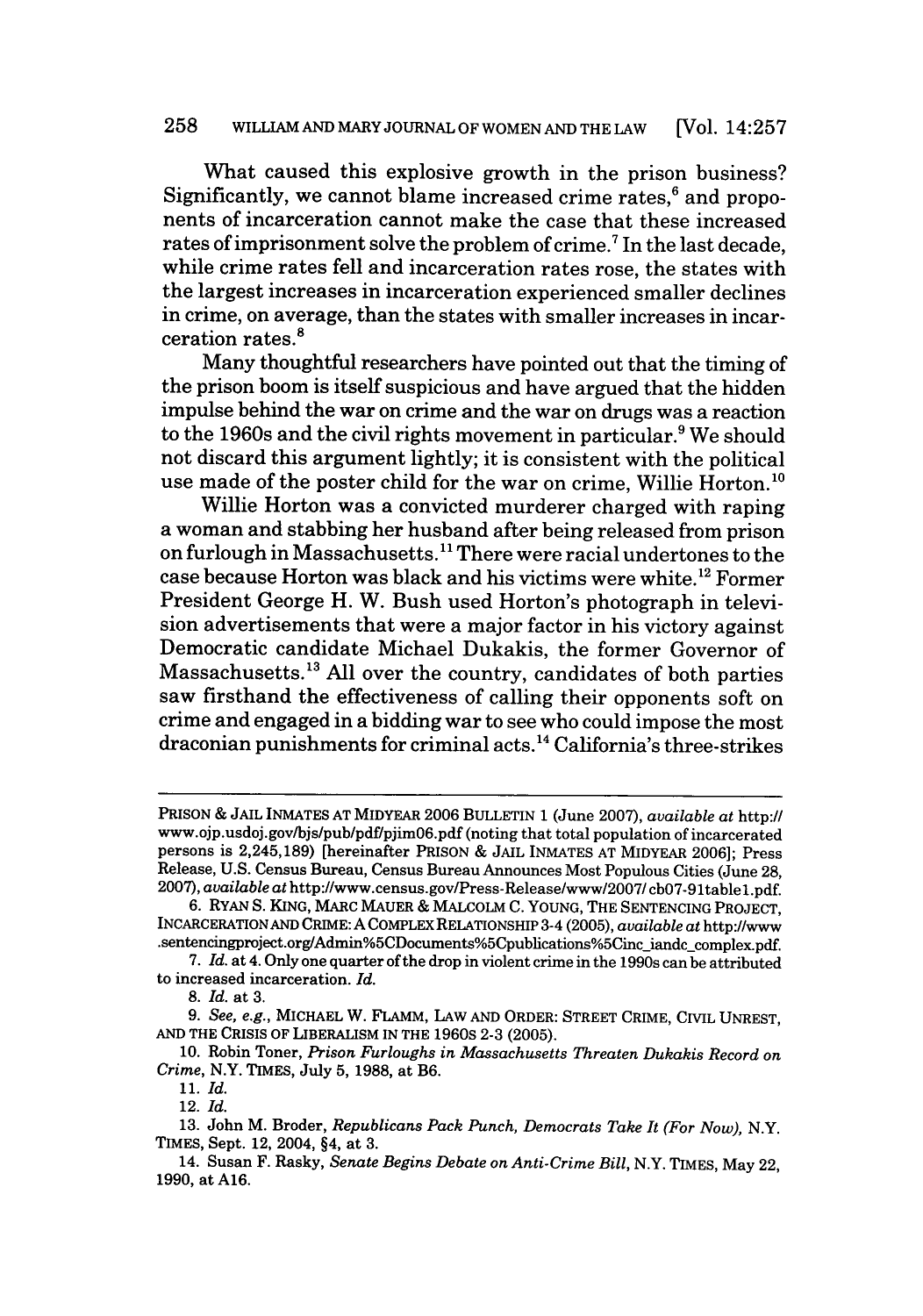What caused this explosive growth in the prison business? Significantly, we cannot blame increased crime rates,[6] and proponents of incarceration cannot make the case that these increased rates of imprisonment solve the problem of crime.[7] In the last decade, while crime rates fell and incarceration rates rose, the states with the largest increases in incarceration experienced smaller declines in crime, on average, than the states with smaller increases in incarceration rates.[8]

Many thoughtful researchers have pointed out that the timing of the prison boom is itself suspicious and have argued that the hidden impulse behind the war on crime and the war on drugs was a reaction to the 1960s and the civil rights movement in particular.[9] We should not discard this argument lightly; it is consistent with the political use made of the poster child for the war on crime, Willie Horton.[10]

Willie Horton was a convicted murderer charged with raping a woman and stabbing her husband after being released from prison on furlough in Massachusetts.[11] There were racial undertones to the case because Horton was black and his victims were white.[12] Former President George H. W. Bush used Horton's photograph in television advertisements that were a major factor in his victory against Democratic candidate Michael Dukakis, the former Governor of Massachusetts.[13] All over the country, candidates of both parties saw firsthand the effectiveness of calling their opponents soft on crime and engaged in a bidding war to see who could impose the most draconian punishments for criminal acts.[14] California's three-strikes

---

PRISON & JAIL INMATES AT MIDYEAR 2006 BULLETIN 1 (June 2007), *available at* http://www.ojp.usdoj.gov/bjs/pub/pdf/pjim06.pdf (noting that total population of incarcerated persons is 2,245,189) [hereinafter PRISON & JAIL INMATES AT MIDYEAR 2006]; Press Release, U.S. Census Bureau, Census Bureau Announces Most Populous Cities (June 28, 2007), *available at* http://www.census.gov/Press-Release/www/2007/ cb07-91table1.pdf.

6. RYAN S. KING, MARC MAUER & MALCOLM C. YOUNG, THE SENTENCING PROJECT, INCARCERATION AND CRIME: A COMPLEX RELATIONSHIP 3-4 (2005), *available at* http://www.sentencingproject.org/Admin%5CDocuments%5Cpublications%5Cinc_iandc_complex.pdf.

7. *Id.* at 4. Only one quarter of the drop in violent crime in the 1990s can be attributed to increased incarceration. *Id.*

8. *Id.* at 3.

9. *See, e.g.*, MICHAEL W. FLAMM, LAW AND ORDER: STREET CRIME, CIVIL UNREST, AND THE CRISIS OF LIBERALISM IN THE 1960S 2-3 (2005).

10. Robin Toner, *Prison Furloughs in Massachusetts Threaten Dukakis Record on Crime*, N.Y. TIMES, July 5, 1988, at B6.

11. *Id.*

12. *Id.*

13. John M. Broder, *Republicans Pack Punch, Democrats Take It (For Now)*, N.Y. TIMES, Sept. 12, 2004, §4, at 3.

14. Susan F. Rasky, *Senate Begins Debate on Anti-Crime Bill*, N.Y. TIMES, May 22, 1990, at A16.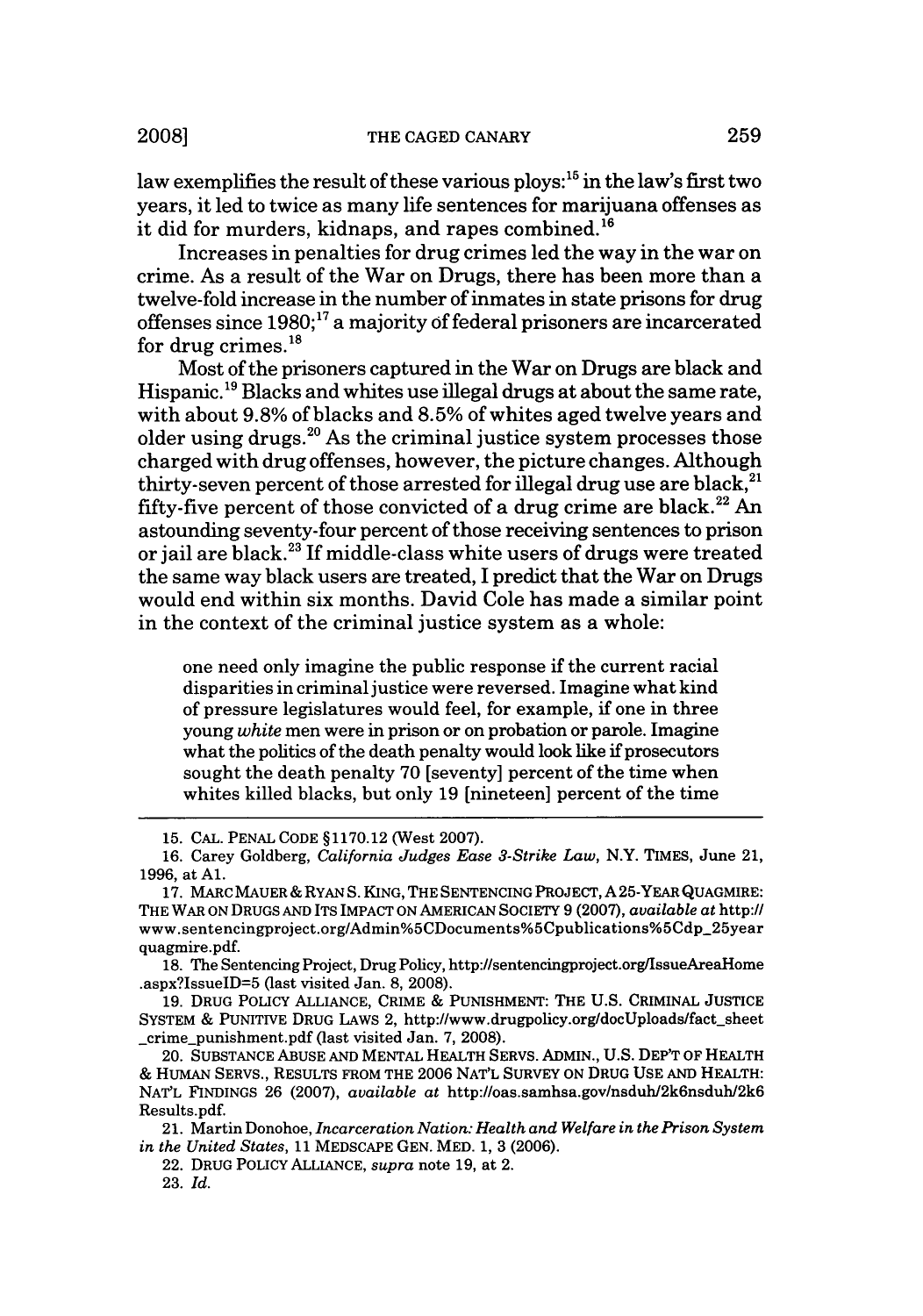law exemplifies the result of these various ploys:[15] in the law's first two years, it led to twice as many life sentences for marijuana offenses as it did for murders, kidnaps, and rapes combined.[16]

Increases in penalties for drug crimes led the way in the war on crime. As a result of the War on Drugs, there has been more than a twelve-fold increase in the number of inmates in state prisons for drug offenses since 1980;[17] a majority of federal prisoners are incarcerated for drug crimes.[18]

Most of the prisoners captured in the War on Drugs are black and Hispanic.[19] Blacks and whites use illegal drugs at about the same rate, with about 9.8% of blacks and 8.5% of whites aged twelve years and older using drugs.[20] As the criminal justice system processes those charged with drug offenses, however, the picture changes. Although thirty-seven percent of those arrested for illegal drug use are black,[21] fifty-five percent of those convicted of a drug crime are black.[22] An astounding seventy-four percent of those receiving sentences to prison or jail are black.[23] If middle-class white users of drugs were treated the same way black users are treated, I predict that the War on Drugs would end within six months. David Cole has made a similar point in the context of the criminal justice system as a whole:

> one need only imagine the public response if the current racial disparities in criminal justice were reversed. Imagine what kind of pressure legislatures would feel, for example, if one in three young *white* men were in prison or on probation or parole. Imagine what the politics of the death penalty would look like if prosecutors sought the death penalty 70 [seventy] percent of the time when whites killed blacks, but only 19 [nineteen] percent of the time

---

15. CAL. PENAL CODE §1170.12 (West 2007).

16. Carey Goldberg, *California Judges Ease 3-Strike Law*, N.Y. TIMES, June 21, 1996, at A1.

17. MARC MAUER & RYAN S. KING, THE SENTENCING PROJECT, A 25-YEAR QUAGMIRE: THE WAR ON DRUGS AND ITS IMPACT ON AMERICAN SOCIETY 9 (2007), *available at* http://www.sentencingproject.org/Admin%5CDocuments%5Cpublications%5Cdp_25year quagmire.pdf.

18. The Sentencing Project, Drug Policy, http://sentencingproject.org/IssueAreaHome .aspx?IssueID=5 (last visited Jan. 8, 2008).

19. DRUG POLICY ALLIANCE, CRIME & PUNISHMENT: THE U.S. CRIMINAL JUSTICE SYSTEM & PUNITIVE DRUG LAWS 2, http://www.drugpolicy.org/docUploads/fact_sheet _crime_punishment.pdf (last visited Jan. 7, 2008).

20. SUBSTANCE ABUSE AND MENTAL HEALTH SERVS. ADMIN., U.S. DEP'T OF HEALTH & HUMAN SERVS., RESULTS FROM THE 2006 NAT'L SURVEY ON DRUG USE AND HEALTH: NAT'L FINDINGS 26 (2007), *available at* http://oas.samhsa.gov/nsduh/2k6nsduh/2k6 Results.pdf.

21. Martin Donohoe, *Incarceration Nation: Health and Welfare in the Prison System in the United States*, 11 MEDSCAPE GEN. MED. 1, 3 (2006).

22. DRUG POLICY ALLIANCE, *supra* note 19, at 2.

23. *Id.*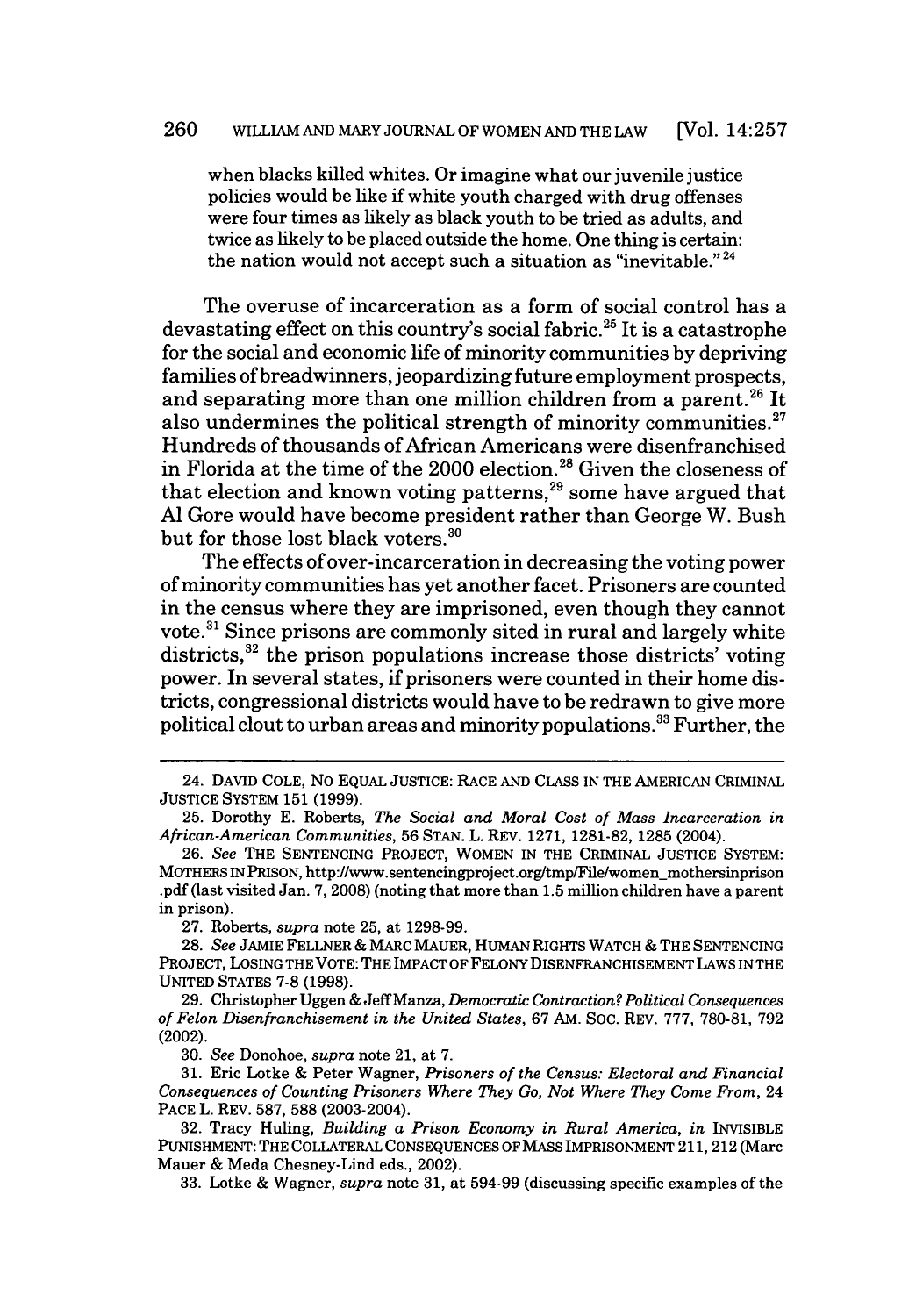when blacks killed whites. Or imagine what our juvenile justice policies would be like if white youth charged with drug offenses were four times as likely as black youth to be tried as adults, and twice as likely to be placed outside the home. One thing is certain: the nation would not accept such a situation as "inevitable."[24]

The overuse of incarceration as a form of social control has a devastating effect on this country's social fabric.[25] It is a catastrophe for the social and economic life of minority communities by depriving families of breadwinners, jeopardizing future employment prospects, and separating more than one million children from a parent.[26] It also undermines the political strength of minority communities.[27] Hundreds of thousands of African Americans were disenfranchised in Florida at the time of the 2000 election.[28] Given the closeness of that election and known voting patterns,[29] some have argued that Al Gore would have become president rather than George W. Bush but for those lost black voters.[30]

The effects of over-incarceration in decreasing the voting power of minority communities has yet another facet. Prisoners are counted in the census where they are imprisoned, even though they cannot vote.[31] Since prisons are commonly sited in rural and largely white districts,[32] the prison populations increase those districts' voting power. In several states, if prisoners were counted in their home districts, congressional districts would have to be redrawn to give more political clout to urban areas and minority populations.[33] Further, the

---

24. DAVID COLE, NO EQUAL JUSTICE: RACE AND CLASS IN THE AMERICAN CRIMINAL JUSTICE SYSTEM 151 (1999).

25. Dorothy E. Roberts, *The Social and Moral Cost of Mass Incarceration in African-American Communities*, 56 STAN. L. REV. 1271, 1281-82, 1285 (2004).

26. *See* THE SENTENCING PROJECT, WOMEN IN THE CRIMINAL JUSTICE SYSTEM: MOTHERS IN PRISON, http://www.sentencingproject.org/tmp/File/women_mothersinprison.pdf (last visited Jan. 7, 2008) (noting that more than 1.5 million children have a parent in prison).

27. Roberts, *supra* note 25, at 1298-99.

28. *See* JAMIE FELLNER & MARC MAUER, HUMAN RIGHTS WATCH & THE SENTENCING PROJECT, LOSING THE VOTE: THE IMPACT OF FELONY DISENFRANCHISEMENT LAWS IN THE UNITED STATES 7-8 (1998).

29. Christopher Uggen & Jeff Manza, *Democratic Contraction? Political Consequences of Felon Disenfranchisement in the United States*, 67 AM. SOC. REV. 777, 780-81, 792 (2002).

30. *See* Donohoe, *supra* note 21, at 7.

31. Eric Lotke & Peter Wagner, *Prisoners of the Census: Electoral and Financial Consequences of Counting Prisoners Where They Go, Not Where They Come From*, 24 PACE L. REV. 587, 588 (2003-2004).

32. Tracy Huling, *Building a Prison Economy in Rural America*, *in* INVISIBLE PUNISHMENT: THE COLLATERAL CONSEQUENCES OF MASS IMPRISONMENT 211, 212 (Marc Mauer & Meda Chesney-Lind eds., 2002).

33. Lotke & Wagner, *supra* note 31, at 594-99 (discussing specific examples of the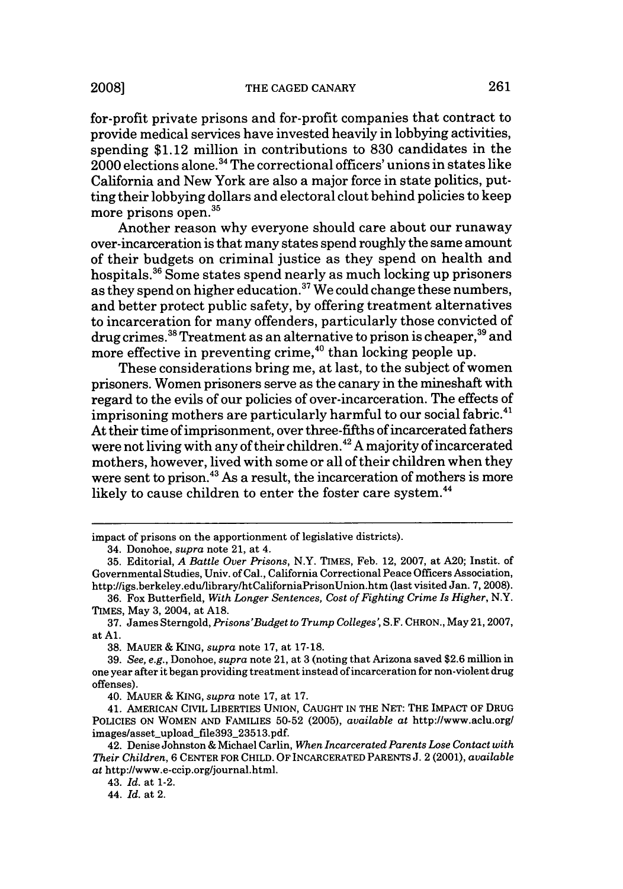for-profit private prisons and for-profit companies that contract to provide medical services have invested heavily in lobbying activities, spending $1.12 million in contributions to 830 candidates in the 2000 elections alone.[34] The correctional officers' unions in states like California and New York are also a major force in state politics, putting their lobbying dollars and electoral clout behind policies to keep more prisons open.[35]

Another reason why everyone should care about our runaway over-incarceration is that many states spend roughly the same amount of their budgets on criminal justice as they spend on health and hospitals.[36] Some states spend nearly as much locking up prisoners as they spend on higher education.[37] We could change these numbers, and better protect public safety, by offering treatment alternatives to incarceration for many offenders, particularly those convicted of drug crimes.[38] Treatment as an alternative to prison is cheaper,[39] and more effective in preventing crime,[40] than locking people up.

These considerations bring me, at last, to the subject of women prisoners. Women prisoners serve as the canary in the mineshaft with regard to the evils of our policies of over-incarceration. The effects of imprisoning mothers are particularly harmful to our social fabric.[41] At their time of imprisonment, over three-fifths of incarcerated fathers were not living with any of their children.[42] A majority of incarcerated mothers, however, lived with some or all of their children when they were sent to prison.[43] As a result, the incarceration of mothers is more likely to cause children to enter the foster care system.[44]

---

impact of prisons on the apportionment of legislative districts).

34. Donohoe, *supra* note 21, at 4.

35. Editorial, *A Battle Over Prisons*, N.Y. TIMES, Feb. 12, 2007, at A20; Instit. of Governmental Studies, Univ. of Cal., California Correctional Peace Officers Association, http://igs.berkeley.edu/library/htCaliforniaPrisonUnion.htm (last visited Jan. 7, 2008).

36. Fox Butterfield, *With Longer Sentences, Cost of Fighting Crime Is Higher*, N.Y. TIMES, May 3, 2004, at A18.

37. James Sterngold, *Prisons' Budget to Trump Colleges'*, S.F. CHRON., May 21, 2007, at A1.

38. MAUER & KING, *supra* note 17, at 17-18.

39. *See, e.g.*, Donohoe, *supra* note 21, at 3 (noting that Arizona saved $2.6 million in one year after it began providing treatment instead of incarceration for non-violent drug offenses).

40. MAUER & KING, *supra* note 17, at 17.

41. AMERICAN CIVIL LIBERTIES UNION, CAUGHT IN THE NET: THE IMPACT OF DRUG POLICIES ON WOMEN AND FAMILIES 50-52 (2005), *available at* http://www.aclu.org/images/asset_upload_file393_23513.pdf.

42. Denise Johnston & Michael Carlin, *When Incarcerated Parents Lose Contact with Their Children*, 6 CENTER FOR CHILD. OF INCARCERATED PARENTS J. 2 (2001), *available at* http://www.e-ccip.org/journal.html.

43. *Id.* at 1-2.

44. *Id.* at 2.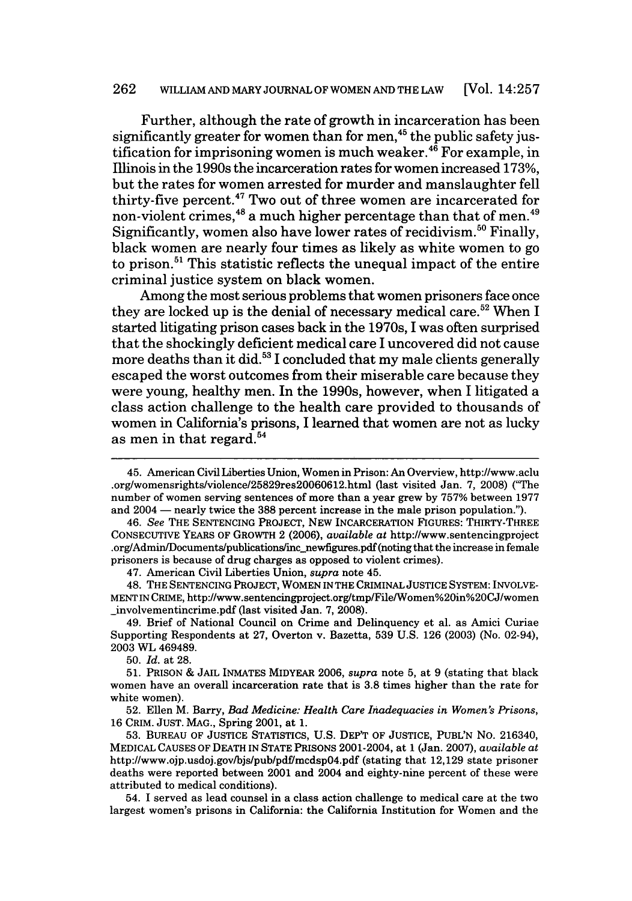Further, although the rate of growth in incarceration has been significantly greater for women than for men,[45] the public safety justification for imprisoning women is much weaker.[46] For example, in Illinois in the 1990s the incarceration rates for women increased 173%, but the rates for women arrested for murder and manslaughter fell thirty-five percent.[47] Two out of three women are incarcerated for non-violent crimes,[48] a much higher percentage than that of men.[49] Significantly, women also have lower rates of recidivism.[50] Finally, black women are nearly four times as likely as white women to go to prison.[51] This statistic reflects the unequal impact of the entire criminal justice system on black women.

Among the most serious problems that women prisoners face once they are locked up is the denial of necessary medical care.[52] When I started litigating prison cases back in the 1970s, I was often surprised that the shockingly deficient medical care I uncovered did not cause more deaths than it did.[53] I concluded that my male clients generally escaped the worst outcomes from their miserable care because they were young, healthy men. In the 1990s, however, when I litigated a class action challenge to the health care provided to thousands of women in California's prisons, I learned that women are not as lucky as men in that regard.[54]

---

45. American Civil Liberties Union, Women in Prison: An Overview, http://www.aclu.org/womensrights/violence/25829res20060612.html (last visited Jan. 7, 2008) ("The number of women serving sentences of more than a year grew by 757% between 1977 and 2004 — nearly twice the 388 percent increase in the male prison population.").

46. *See* THE SENTENCING PROJECT, NEW INCARCERATION FIGURES: THIRTY-THREE CONSECUTIVE YEARS OF GROWTH 2 (2006), *available at* http://www.sentencingproject.org/Admin/Documents/publications/inc_newfigures.pdf (noting that the increase in female prisoners is because of drug charges as opposed to violent crimes).

47. American Civil Liberties Union, *supra* note 45.

48. THE SENTENCING PROJECT, WOMEN IN THE CRIMINAL JUSTICE SYSTEM: INVOLVEMENT IN CRIME, http://www.sentencingproject.org/tmp/File/Women%20in%20CJ/women_involvementincrime.pdf (last visited Jan. 7, 2008).

49. Brief of National Council on Crime and Delinquency et al. as Amici Curiae Supporting Respondents at 27, Overton v. Bazetta, 539 U.S. 126 (2003) (No. 02-94), 2003 WL 469489.

50. *Id.* at 28.

51. PRISON & JAIL INMATES MIDYEAR 2006, *supra* note 5, at 9 (stating that black women have an overall incarceration rate that is 3.8 times higher than the rate for white women).

52. Ellen M. Barry, *Bad Medicine: Health Care Inadequacies in Women's Prisons*, 16 CRIM. JUST. MAG., Spring 2001, at 1.

53. BUREAU OF JUSTICE STATISTICS, U.S. DEP'T OF JUSTICE, PUBL'N NO. 216340, MEDICAL CAUSES OF DEATH IN STATE PRISONS 2001-2004, at 1 (Jan. 2007), *available at* http://www.ojp.usdoj.gov/bjs/pub/pdf/mcdsp04.pdf (stating that 12,129 state prisoner deaths were reported between 2001 and 2004 and eighty-nine percent of these were attributed to medical conditions).

54. I served as lead counsel in a class action challenge to medical care at the two largest women's prisons in California: the California Institution for Women and the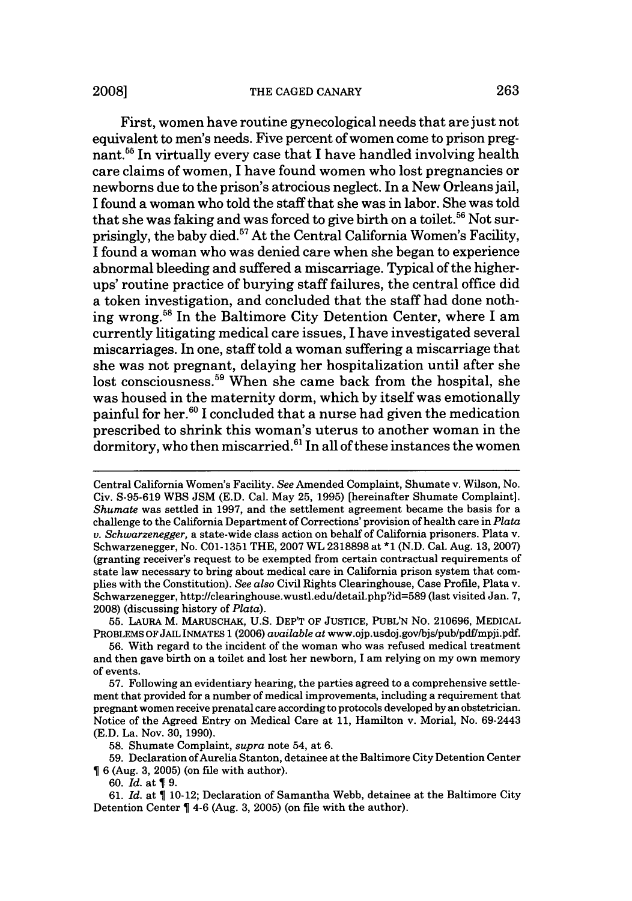First, women have routine gynecological needs that are just not equivalent to men's needs. Five percent of women come to prison pregnant.[55] In virtually every case that I have handled involving health care claims of women, I have found women who lost pregnancies or newborns due to the prison's atrocious neglect. In a New Orleans jail, I found a woman who told the staff that she was in labor. She was told that she was faking and was forced to give birth on a toilet.[56] Not surprisingly, the baby died.[57] At the Central California Women's Facility, I found a woman who was denied care when she began to experience abnormal bleeding and suffered a miscarriage. Typical of the higher-ups' routine practice of burying staff failures, the central office did a token investigation, and concluded that the staff had done nothing wrong.[58] In the Baltimore City Detention Center, where I am currently litigating medical care issues, I have investigated several miscarriages. In one, staff told a woman suffering a miscarriage that she was not pregnant, delaying her hospitalization until after she lost consciousness.[59] When she came back from the hospital, she was housed in the maternity dorm, which by itself was emotionally painful for her.[60] I concluded that a nurse had given the medication prescribed to shrink this woman's uterus to another woman in the dormitory, who then miscarried.[61] In all of these instances the women

---

Central California Women's Facility. *See* Amended Complaint, Shumate v. Wilson, No. Civ. S-95-619 WBS JSM (E.D. Cal. May 25, 1995) [hereinafter Shumate Complaint]. *Shumate* was settled in 1997, and the settlement agreement became the basis for a challenge to the California Department of Corrections' provision of health care in *Plata v. Schwarzenegger,* a state-wide class action on behalf of California prisoners. Plata v. Schwarzenegger, No. C01-1351 THE, 2007 WL 2318898 at *1 (N.D. Cal. Aug. 13, 2007) (granting receiver's request to be exempted from certain contractual requirements of state law necessary to bring about medical care in California prison system that complies with the Constitution). *See also* Civil Rights Clearinghouse, Case Profile, Plata v. Schwarzenegger, http://clearinghouse.wustl.edu/detail.php?id=589 (last visited Jan. 7, 2008) (discussing history of *Plata*).

55. LAURA M. MARUSCHAK, U.S. DEP'T OF JUSTICE, PUBL'N NO. 210696, MEDICAL PROBLEMS OF JAIL INMATES 1 (2006) *available at* www.ojp.usdoj.gov/bjs/pub/pdf/mpji.pdf.

56. With regard to the incident of the woman who was refused medical treatment and then gave birth on a toilet and lost her newborn, I am relying on my own memory of events.

57. Following an evidentiary hearing, the parties agreed to a comprehensive settlement that provided for a number of medical improvements, including a requirement that pregnant women receive prenatal care according to protocols developed by an obstetrician. Notice of the Agreed Entry on Medical Care at 11, Hamilton v. Morial, No. 69-2443 (E.D. La. Nov. 30, 1990).

58. Shumate Complaint, *supra* note 54, at 6.

59. Declaration of Aurelia Stanton, detainee at the Baltimore City Detention Center ¶ 6 (Aug. 3, 2005) (on file with author).

60. *Id.* at ¶ 9.

61. *Id.* at ¶ 10-12; Declaration of Samantha Webb, detainee at the Baltimore City Detention Center ¶ 4-6 (Aug. 3, 2005) (on file with the author).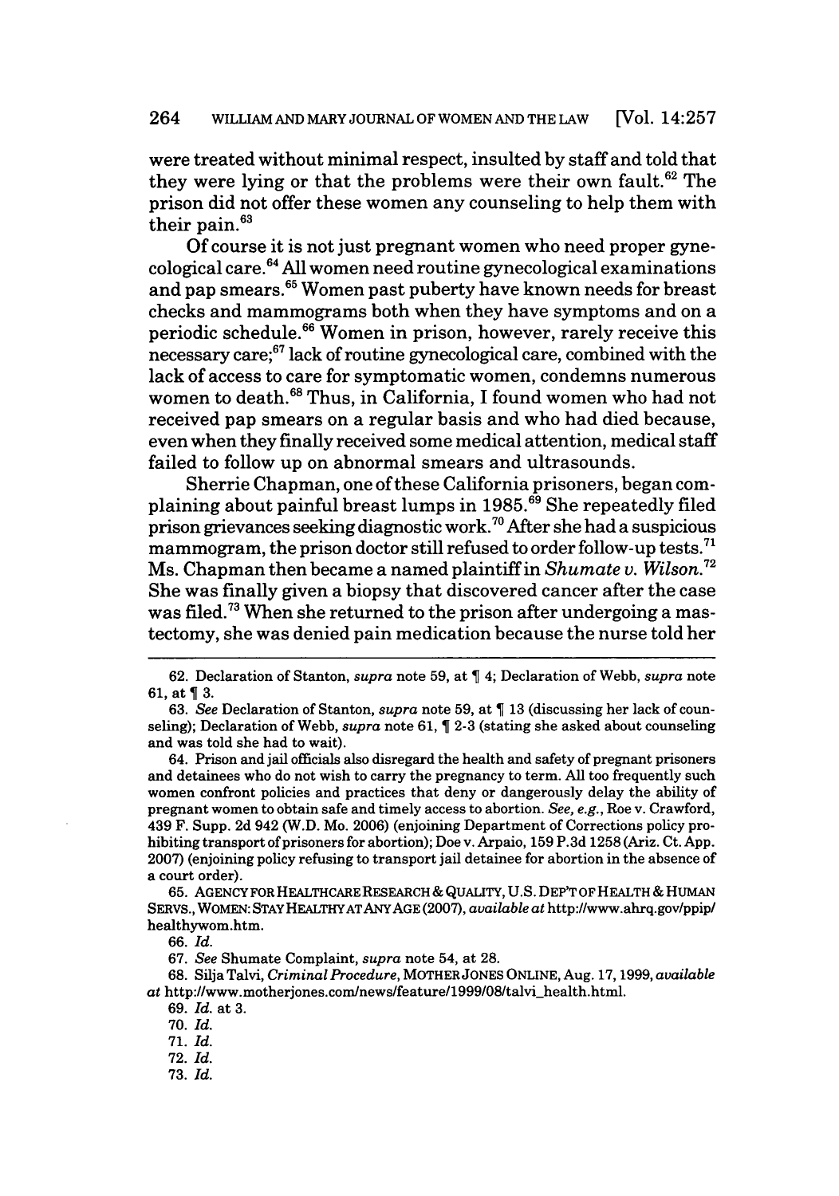were treated without minimal respect, insulted by staff and told that they were lying or that the problems were their own fault.[62] The prison did not offer these women any counseling to help them with their pain.[63]

Of course it is not just pregnant women who need proper gynecological care.[64] All women need routine gynecological examinations and pap smears.[65] Women past puberty have known needs for breast checks and mammograms both when they have symptoms and on a periodic schedule.[66] Women in prison, however, rarely receive this necessary care;[67] lack of routine gynecological care, combined with the lack of access to care for symptomatic women, condemns numerous women to death.[68] Thus, in California, I found women who had not received pap smears on a regular basis and who had died because, even when they finally received some medical attention, medical staff failed to follow up on abnormal smears and ultrasounds.

Sherrie Chapman, one of these California prisoners, began complaining about painful breast lumps in 1985.[69] She repeatedly filed prison grievances seeking diagnostic work.[70] After she had a suspicious mammogram, the prison doctor still refused to order follow-up tests.[71] Ms. Chapman then became a named plaintiff in *Shumate v. Wilson*.[72] She was finally given a biopsy that discovered cancer after the case was filed.[73] When she returned to the prison after undergoing a mastectomy, she was denied pain medication because the nurse told her

---

62. Declaration of Stanton, *supra* note 59, at ¶ 4; Declaration of Webb, *supra* note 61, at ¶ 3.

63. *See* Declaration of Stanton, *supra* note 59, at ¶ 13 (discussing her lack of counseling); Declaration of Webb, *supra* note 61, ¶ 2-3 (stating she asked about counseling and was told she had to wait).

64. Prison and jail officials also disregard the health and safety of pregnant prisoners and detainees who do not wish to carry the pregnancy to term. All too frequently such women confront policies and practices that deny or dangerously delay the ability of pregnant women to obtain safe and timely access to abortion. *See, e.g.*, Roe v. Crawford, 439 F. Supp. 2d 942 (W.D. Mo. 2006) (enjoining Department of Corrections policy prohibiting transport of prisoners for abortion); Doe v. Arpaio, 159 P.3d 1258 (Ariz. Ct. App. 2007) (enjoining policy refusing to transport jail detainee for abortion in the absence of a court order).

65. AGENCY FOR HEALTHCARE RESEARCH & QUALITY, U.S. DEP'T OF HEALTH & HUMAN SERVS., WOMEN: STAY HEALTHY AT ANY AGE (2007), *available at* http://www.ahrq.gov/ppip/healthywom.htm.

66. *Id.*

67. *See* Shumate Complaint, *supra* note 54, at 28.

68. Silja Talvi, *Criminal Procedure*, MOTHER JONES ONLINE, Aug. 17, 1999, *available at* http://www.motherjones.com/news/feature/1999/08/talvi_health.html.

69. *Id.* at 3.

70. *Id.*

71. *Id.*

72. *Id.*

73. *Id.*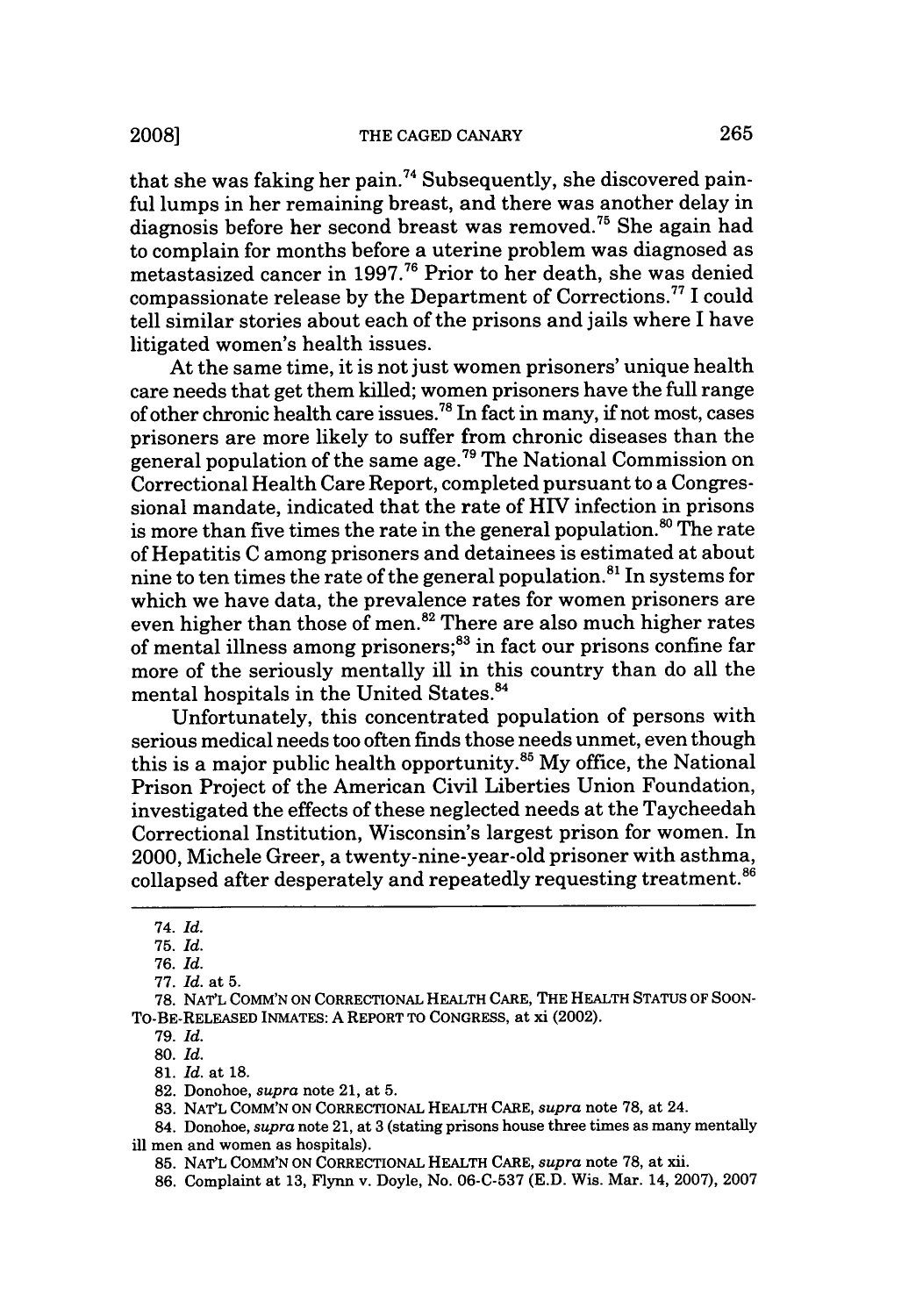that she was faking her pain.[74] Subsequently, she discovered painful lumps in her remaining breast, and there was another delay in diagnosis before her second breast was removed.[75] She again had to complain for months before a uterine problem was diagnosed as metastasized cancer in 1997.[76] Prior to her death, she was denied compassionate release by the Department of Corrections.[77] I could tell similar stories about each of the prisons and jails where I have litigated women's health issues.

At the same time, it is not just women prisoners' unique health care needs that get them killed; women prisoners have the full range of other chronic health care issues.[78] In fact in many, if not most, cases prisoners are more likely to suffer from chronic diseases than the general population of the same age.[79] The National Commission on Correctional Health Care Report, completed pursuant to a Congressional mandate, indicated that the rate of HIV infection in prisons is more than five times the rate in the general population.[80] The rate of Hepatitis C among prisoners and detainees is estimated at about nine to ten times the rate of the general population.[81] In systems for which we have data, the prevalence rates for women prisoners are even higher than those of men.[82] There are also much higher rates of mental illness among prisoners;[83] in fact our prisons confine far more of the seriously mentally ill in this country than do all the mental hospitals in the United States.[84]

Unfortunately, this concentrated population of persons with serious medical needs too often finds those needs unmet, even though this is a major public health opportunity.[85] My office, the National Prison Project of the American Civil Liberties Union Foundation, investigated the effects of these neglected needs at the Taycheedah Correctional Institution, Wisconsin's largest prison for women. In 2000, Michele Greer, a twenty-nine-year-old prisoner with asthma, collapsed after desperately and repeatedly requesting treatment.[86]

---

74. *Id.*

75. *Id.*

76. *Id.*

77. *Id.* at 5.

78. NAT'L COMM'N ON CORRECTIONAL HEALTH CARE, THE HEALTH STATUS OF SOON-TO-BE-RELEASED INMATES: A REPORT TO CONGRESS, at xi (2002).

79. *Id.*

80. *Id.*

81. *Id.* at 18.

82. Donohoe, *supra* note 21, at 5.

83. NAT'L COMM'N ON CORRECTIONAL HEALTH CARE, *supra* note 78, at 24.

84. Donohoe, *supra* note 21, at 3 (stating prisons house three times as many mentally ill men and women as hospitals).

85. NAT'L COMM'N ON CORRECTIONAL HEALTH CARE, *supra* note 78, at xii.

86. Complaint at 13, Flynn v. Doyle, No. 06-C-537 (E.D. Wis. Mar. 14, 2007), 2007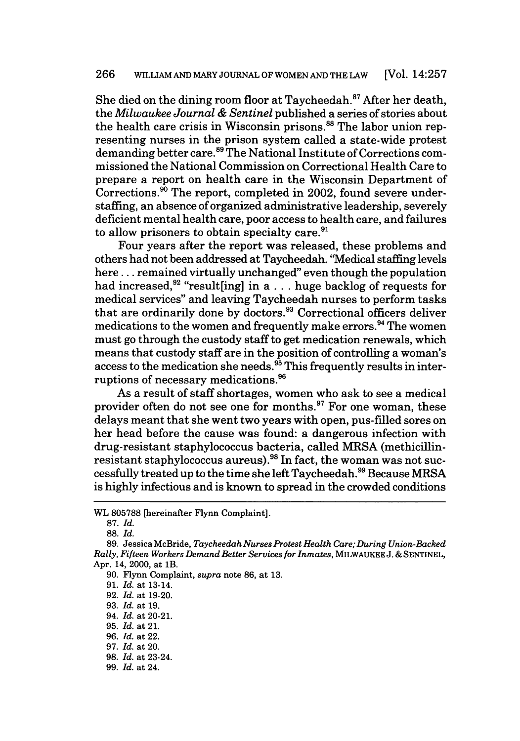She died on the dining room floor at Taycheedah.[87] After her death, the *Milwaukee Journal & Sentinel* published a series of stories about the health care crisis in Wisconsin prisons.[88] The labor union representing nurses in the prison system called a state-wide protest demanding better care.[89] The National Institute of Corrections commissioned the National Commission on Correctional Health Care to prepare a report on health care in the Wisconsin Department of Corrections.[90] The report, completed in 2002, found severe understaffing, an absence of organized administrative leadership, severely deficient mental health care, poor access to health care, and failures to allow prisoners to obtain specialty care.[91]

Four years after the report was released, these problems and others had not been addressed at Taycheedah. "Medical staffing levels here . . . remained virtually unchanged" even though the population had increased,[92] "result[ing] in a . . . huge backlog of requests for medical services" and leaving Taycheedah nurses to perform tasks that are ordinarily done by doctors.[93] Correctional officers deliver medications to the women and frequently make errors.[94] The women must go through the custody staff to get medication renewals, which means that custody staff are in the position of controlling a woman's access to the medication she needs.[95] This frequently results in interruptions of necessary medications.[96]

As a result of staff shortages, women who ask to see a medical provider often do not see one for months.[97] For one woman, these delays meant that she went two years with open, pus-filled sores on her head before the cause was found: a dangerous infection with drug-resistant staphylococcus bacteria, called MRSA (methicillin-resistant staphylococcus aureus).[98] In fact, the woman was not successfully treated up to the time she left Taycheedah.[99] Because MRSA is highly infectious and is known to spread in the crowded conditions

---

WL 805788 [hereinafter Flynn Complaint].

87. *Id.*

88. *Id.*

89. Jessica McBride, *Taycheedah Nurses Protest Health Care; During Union-Backed Rally, Fifteen Workers Demand Better Services for Inmates*, MILWAUKEE J. & SENTINEL, Apr. 14, 2000, at 1B.

90. Flynn Complaint, *supra* note 86, at 13.

91. *Id.* at 13-14.

92. *Id.* at 19-20.

93. *Id.* at 19.

94. *Id.* at 20-21.

95. *Id.* at 21.

96. *Id.* at 22.

97. *Id.* at 20.

98. *Id.* at 23-24.

99. *Id.* at 24.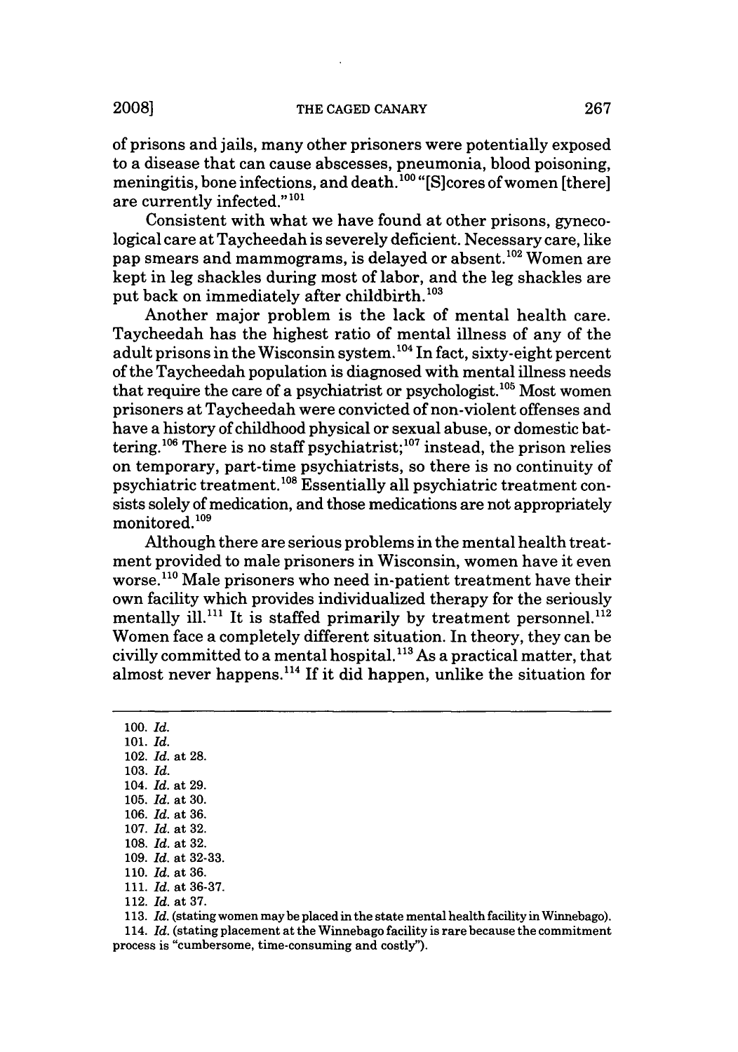of prisons and jails, many other prisoners were potentially exposed to a disease that can cause abscesses, pneumonia, blood poisoning, meningitis, bone infections, and death.[100] "[S]cores of women [there] are currently infected."[101]

Consistent with what we have found at other prisons, gynecological care at Taycheedah is severely deficient. Necessary care, like pap smears and mammograms, is delayed or absent.[102] Women are kept in leg shackles during most of labor, and the leg shackles are put back on immediately after childbirth.[103]

Another major problem is the lack of mental health care. Taycheedah has the highest ratio of mental illness of any of the adult prisons in the Wisconsin system.[104] In fact, sixty-eight percent of the Taycheedah population is diagnosed with mental illness needs that require the care of a psychiatrist or psychologist.[105] Most women prisoners at Taycheedah were convicted of non-violent offenses and have a history of childhood physical or sexual abuse, or domestic battering.[106] There is no staff psychiatrist;[107] instead, the prison relies on temporary, part-time psychiatrists, so there is no continuity of psychiatric treatment.[108] Essentially all psychiatric treatment consists solely of medication, and those medications are not appropriately monitored.[109]

Although there are serious problems in the mental health treatment provided to male prisoners in Wisconsin, women have it even worse.[110] Male prisoners who need in-patient treatment have their own facility which provides individualized therapy for the seriously mentally ill.[111] It is staffed primarily by treatment personnel.[112] Women face a completely different situation. In theory, they can be civilly committed to a mental hospital.[113] As a practical matter, that almost never happens.[114] If it did happen, unlike the situation for

---

100. *Id.*
101. *Id.*
102. *Id.* at 28.
103. *Id.*
104. *Id.* at 29.
105. *Id.* at 30.
106. *Id.* at 36.
107. *Id.* at 32.
108. *Id.* at 32.
109. *Id.* at 32-33.
110. *Id.* at 36.
111. *Id.* at 36-37.
112. *Id.* at 37.
113. *Id.* (stating women may be placed in the state mental health facility in Winnebago).
114. *Id.* (stating placement at the Winnebago facility is rare because the commitment process is "cumbersome, time-consuming and costly").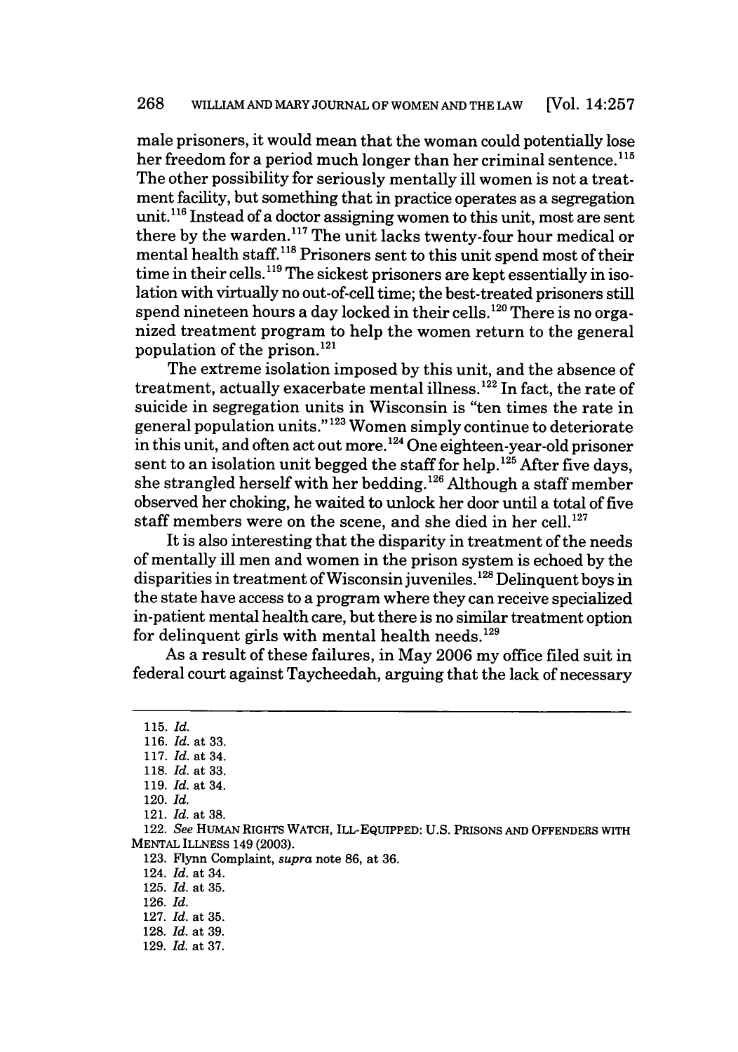male prisoners, it would mean that the woman could potentially lose her freedom for a period much longer than her criminal sentence.[115] The other possibility for seriously mentally ill women is not a treatment facility, but something that in practice operates as a segregation unit.[116] Instead of a doctor assigning women to this unit, most are sent there by the warden.[117] The unit lacks twenty-four hour medical or mental health staff.[118] Prisoners sent to this unit spend most of their time in their cells.[119] The sickest prisoners are kept essentially in isolation with virtually no out-of-cell time; the best-treated prisoners still spend nineteen hours a day locked in their cells.[120] There is no organized treatment program to help the women return to the general population of the prison.[121]

The extreme isolation imposed by this unit, and the absence of treatment, actually exacerbate mental illness.[122] In fact, the rate of suicide in segregation units in Wisconsin is "ten times the rate in general population units."[123] Women simply continue to deteriorate in this unit, and often act out more.[124] One eighteen-year-old prisoner sent to an isolation unit begged the staff for help.[125] After five days, she strangled herself with her bedding.[126] Although a staff member observed her choking, he waited to unlock her door until a total of five staff members were on the scene, and she died in her cell.[127]

It is also interesting that the disparity in treatment of the needs of mentally ill men and women in the prison system is echoed by the disparities in treatment of Wisconsin juveniles.[128] Delinquent boys in the state have access to a program where they can receive specialized in-patient mental health care, but there is no similar treatment option for delinquent girls with mental health needs.[129]

As a result of these failures, in May 2006 my office filed suit in federal court against Taycheedah, arguing that the lack of necessary

---

115. *Id.*
116. *Id.* at 33.
117. *Id.* at 34.
118. *Id.* at 33.
119. *Id.* at 34.
120. *Id.*
121. *Id.* at 38.
122. *See* HUMAN RIGHTS WATCH, ILL-EQUIPPED: U.S. PRISONS AND OFFENDERS WITH MENTAL ILLNESS 149 (2003).
123. Flynn Complaint, *supra* note 86, at 36.
124. *Id.* at 34.
125. *Id.* at 35.
126. *Id.*
127. *Id.* at 35.
128. *Id.* at 39.
129. *Id.* at 37.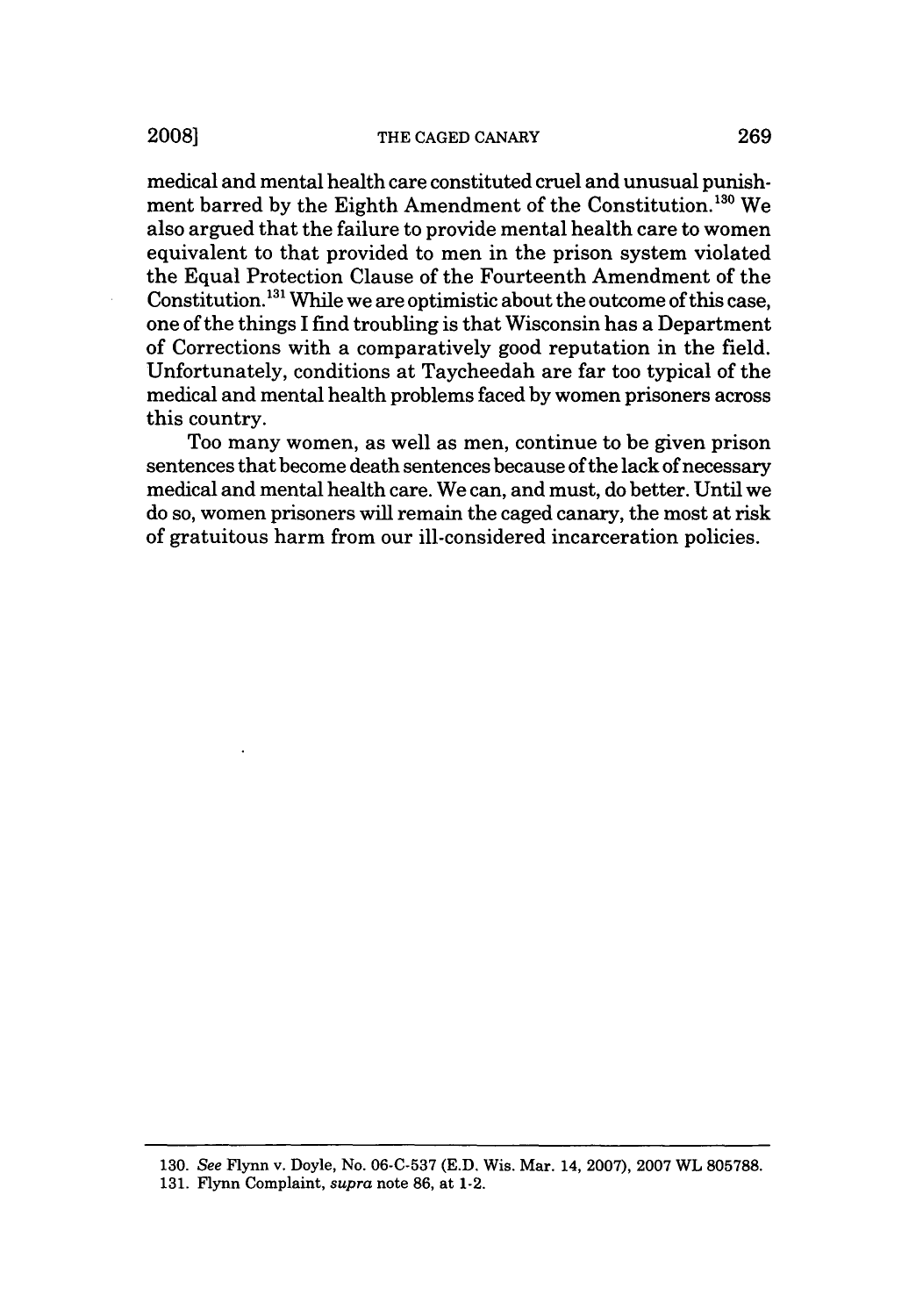medical and mental health care constituted cruel and unusual punishment barred by the Eighth Amendment of the Constitution.[130] We also argued that the failure to provide mental health care to women equivalent to that provided to men in the prison system violated the Equal Protection Clause of the Fourteenth Amendment of the Constitution.[131] While we are optimistic about the outcome of this case, one of the things I find troubling is that Wisconsin has a Department of Corrections with a comparatively good reputation in the field. Unfortunately, conditions at Taycheedah are far too typical of the medical and mental health problems faced by women prisoners across this country.

Too many women, as well as men, continue to be given prison sentences that become death sentences because of the lack of necessary medical and mental health care. We can, and must, do better. Until we do so, women prisoners will remain the caged canary, the most at risk of gratuitous harm from our ill-considered incarceration policies.

---

130. *See* Flynn v. Doyle, No. 06-C-537 (E.D. Wis. Mar. 14, 2007), 2007 WL 805788.

131. Flynn Complaint, *supra* note 86, at 1-2.